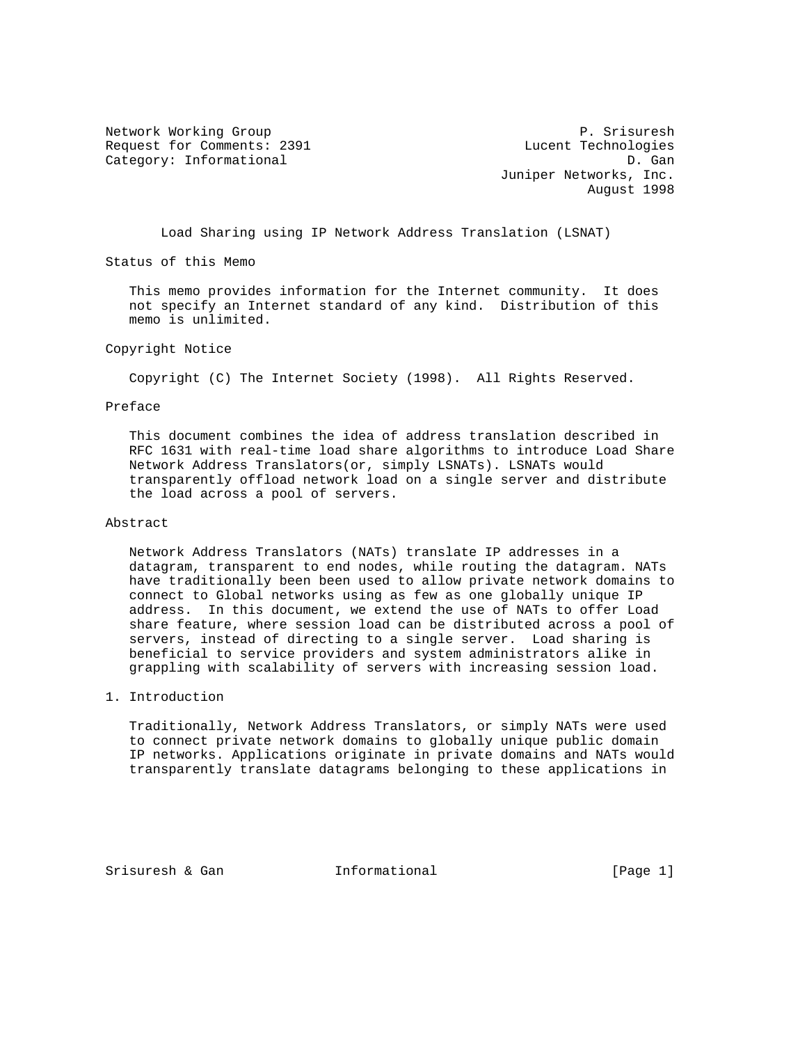Network Working Group P. Srisuresh
Request for Comments: 2391 Lucent Technologies
Category: Informational D. Gan
Juniper Networks, Inc.
August 1998

# Load Sharing using IP Network Address Translation (LSNAT)

## Status of this Memo

This memo provides information for the Internet community. It does not specify an Internet standard of any kind. Distribution of this memo is unlimited.

## Copyright Notice

Copyright (C) The Internet Society (1998). All Rights Reserved.

## Preface

This document combines the idea of address translation described in RFC 1631 with real-time load share algorithms to introduce Load Share Network Address Translators(or, simply LSNATs). LSNATs would transparently offload network load on a single server and distribute the load across a pool of servers.

## Abstract

Network Address Translators (NATs) translate IP addresses in a datagram, transparent to end nodes, while routing the datagram. NATs have traditionally been been used to allow private network domains to connect to Global networks using as few as one globally unique IP address. In this document, we extend the use of NATs to offer Load share feature, where session load can be distributed across a pool of servers, instead of directing to a single server. Load sharing is beneficial to service providers and system administrators alike in grappling with scalability of servers with increasing session load.

## 1. Introduction

Traditionally, Network Address Translators, or simply NATs were used to connect private network domains to globally unique public domain IP networks. Applications originate in private domains and NATs would transparently translate datagrams belonging to these applications in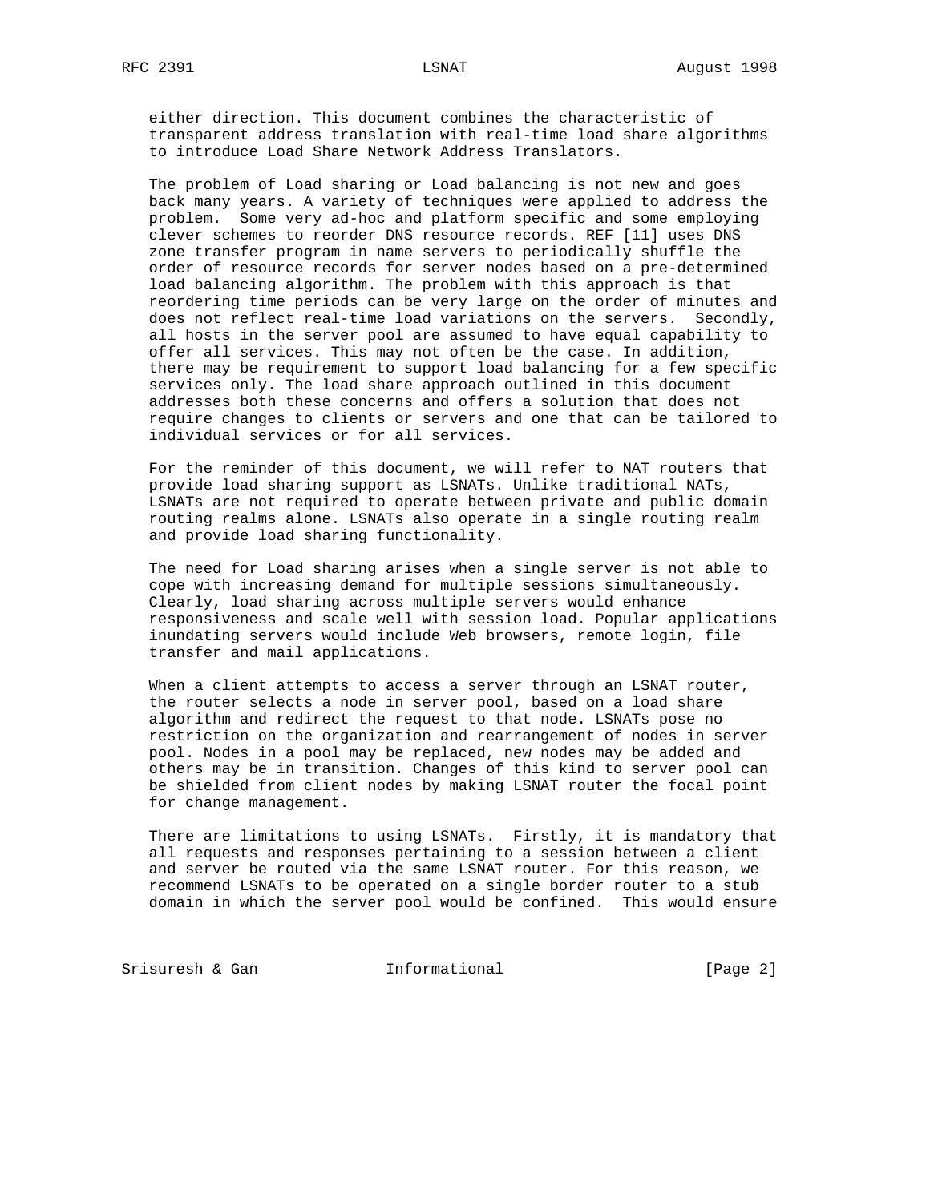either direction. This document combines the characteristic of transparent address translation with real-time load share algorithms to introduce Load Share Network Address Translators.

The problem of Load sharing or Load balancing is not new and goes back many years. A variety of techniques were applied to address the problem. Some very ad-hoc and platform specific and some employing clever schemes to reorder DNS resource records. REF [11] uses DNS zone transfer program in name servers to periodically shuffle the order of resource records for server nodes based on a pre-determined load balancing algorithm. The problem with this approach is that reordering time periods can be very large on the order of minutes and does not reflect real-time load variations on the servers. Secondly, all hosts in the server pool are assumed to have equal capability to offer all services. This may not often be the case. In addition, there may be requirement to support load balancing for a few specific services only. The load share approach outlined in this document addresses both these concerns and offers a solution that does not require changes to clients or servers and one that can be tailored to individual services or for all services.

For the reminder of this document, we will refer to NAT routers that provide load sharing support as LSNATs. Unlike traditional NATs, LSNATs are not required to operate between private and public domain routing realms alone. LSNATs also operate in a single routing realm and provide load sharing functionality.

The need for Load sharing arises when a single server is not able to cope with increasing demand for multiple sessions simultaneously. Clearly, load sharing across multiple servers would enhance responsiveness and scale well with session load. Popular applications inundating servers would include Web browsers, remote login, file transfer and mail applications.

When a client attempts to access a server through an LSNAT router, the router selects a node in server pool, based on a load share algorithm and redirect the request to that node. LSNATs pose no restriction on the organization and rearrangement of nodes in server pool. Nodes in a pool may be replaced, new nodes may be added and others may be in transition. Changes of this kind to server pool can be shielded from client nodes by making LSNAT router the focal point for change management.

There are limitations to using LSNATs. Firstly, it is mandatory that all requests and responses pertaining to a session between a client and server be routed via the same LSNAT router. For this reason, we recommend LSNATs to be operated on a single border router to a stub domain in which the server pool would be confined. This would ensure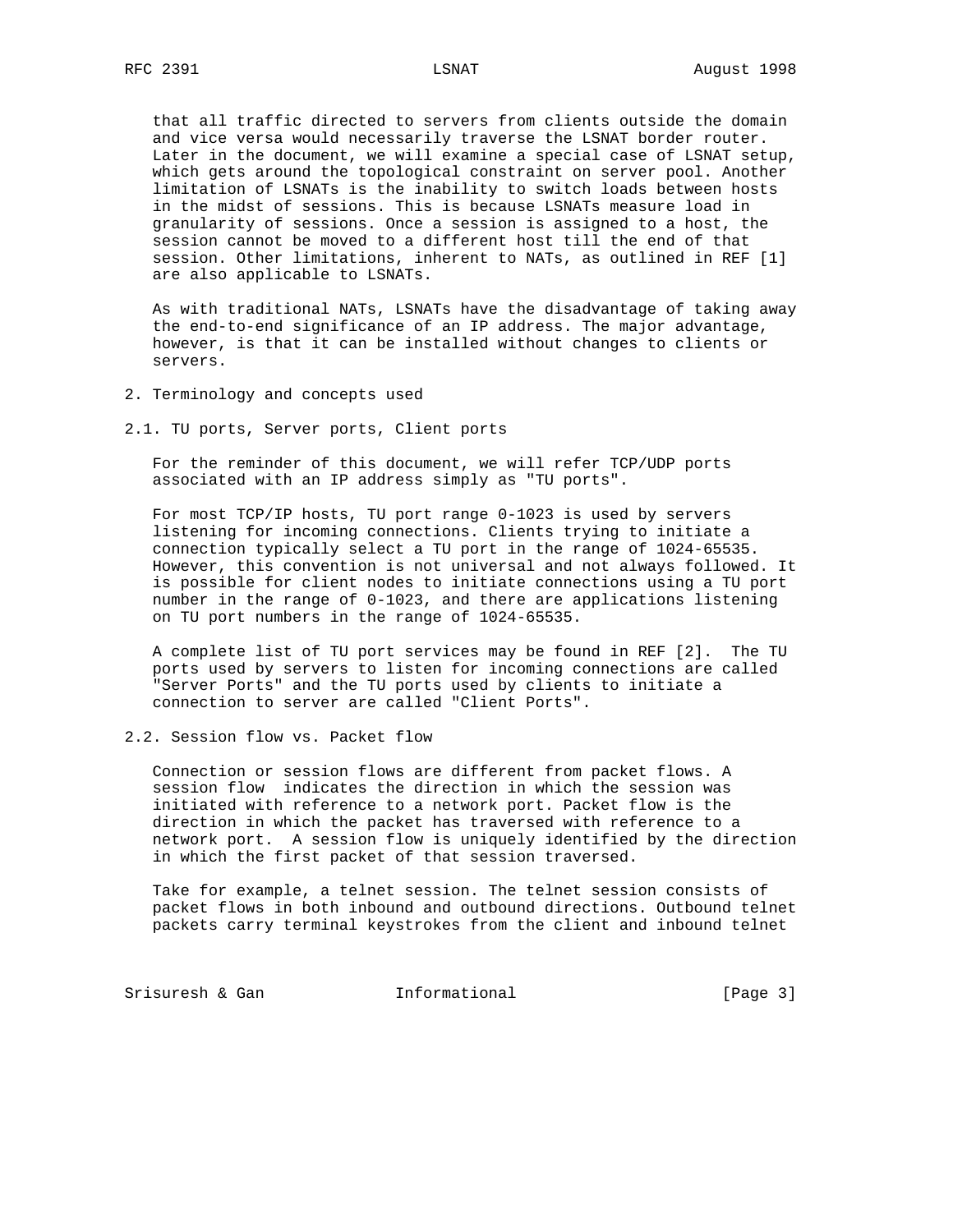that all traffic directed to servers from clients outside the domain and vice versa would necessarily traverse the LSNAT border router. Later in the document, we will examine a special case of LSNAT setup, which gets around the topological constraint on server pool. Another limitation of LSNATs is the inability to switch loads between hosts in the midst of sessions. This is because LSNATs measure load in granularity of sessions. Once a session is assigned to a host, the session cannot be moved to a different host till the end of that session. Other limitations, inherent to NATs, as outlined in REF [1] are also applicable to LSNATs.

As with traditional NATs, LSNATs have the disadvantage of taking away the end-to-end significance of an IP address. The major advantage, however, is that it can be installed without changes to clients or servers.

## 2. Terminology and concepts used

### 2.1. TU ports, Server ports, Client ports

For the reminder of this document, we will refer TCP/UDP ports associated with an IP address simply as "TU ports".

For most TCP/IP hosts, TU port range 0-1023 is used by servers listening for incoming connections. Clients trying to initiate a connection typically select a TU port in the range of 1024-65535. However, this convention is not universal and not always followed. It is possible for client nodes to initiate connections using a TU port number in the range of 0-1023, and there are applications listening on TU port numbers in the range of 1024-65535.

A complete list of TU port services may be found in REF [2]. The TU ports used by servers to listen for incoming connections are called "Server Ports" and the TU ports used by clients to initiate a connection to server are called "Client Ports".

### 2.2. Session flow vs. Packet flow

Connection or session flows are different from packet flows. A session flow indicates the direction in which the session was initiated with reference to a network port. Packet flow is the direction in which the packet has traversed with reference to a network port. A session flow is uniquely identified by the direction in which the first packet of that session traversed.

Take for example, a telnet session. The telnet session consists of packet flows in both inbound and outbound directions. Outbound telnet packets carry terminal keystrokes from the client and inbound telnet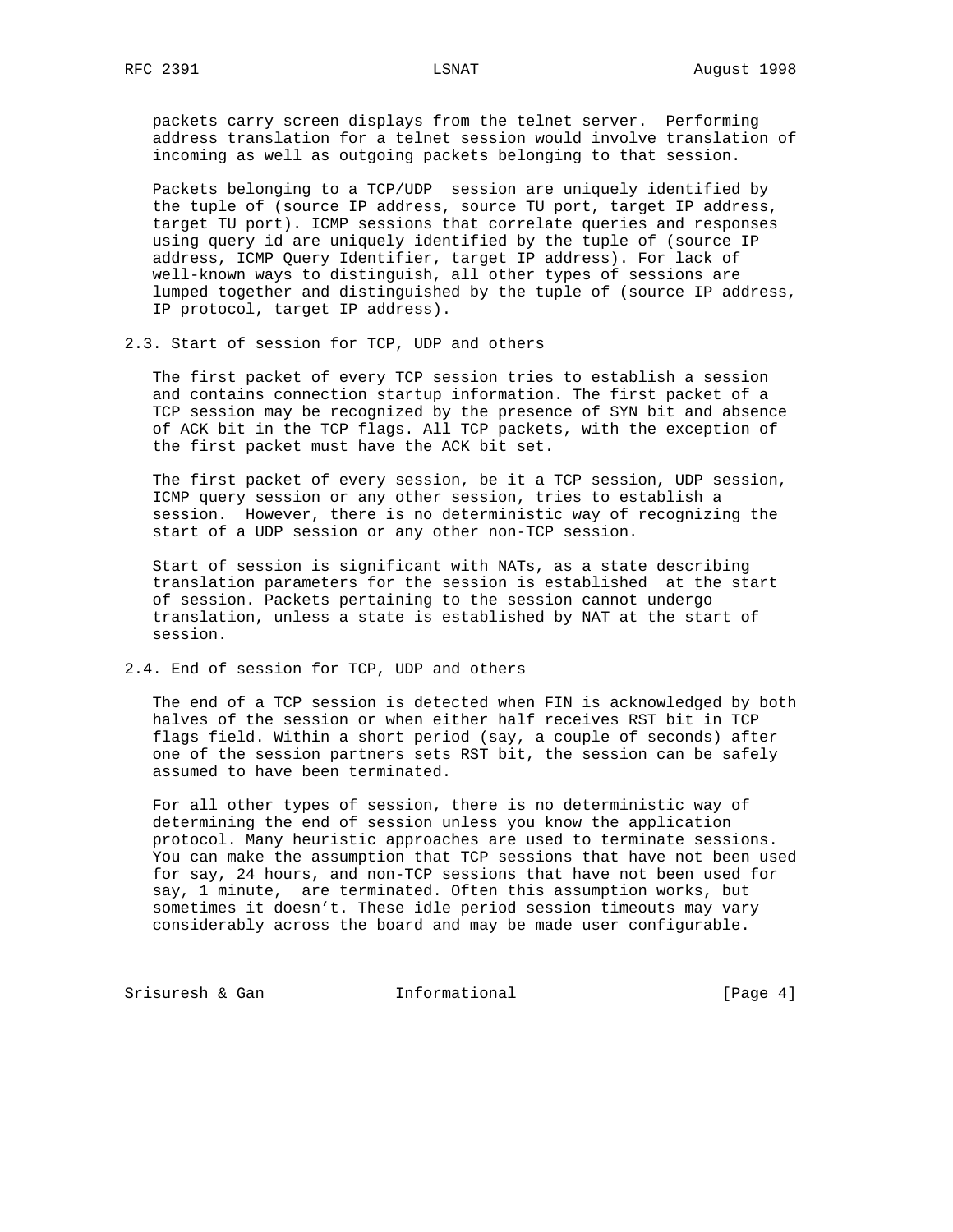packets carry screen displays from the telnet server. Performing address translation for a telnet session would involve translation of incoming as well as outgoing packets belonging to that session.

Packets belonging to a TCP/UDP session are uniquely identified by the tuple of (source IP address, source TU port, target IP address, target TU port). ICMP sessions that correlate queries and responses using query id are uniquely identified by the tuple of (source IP address, ICMP Query Identifier, target IP address). For lack of well-known ways to distinguish, all other types of sessions are lumped together and distinguished by the tuple of (source IP address, IP protocol, target IP address).

## 2.3. Start of session for TCP, UDP and others

The first packet of every TCP session tries to establish a session and contains connection startup information. The first packet of a TCP session may be recognized by the presence of SYN bit and absence of ACK bit in the TCP flags. All TCP packets, with the exception of the first packet must have the ACK bit set.

The first packet of every session, be it a TCP session, UDP session, ICMP query session or any other session, tries to establish a session. However, there is no deterministic way of recognizing the start of a UDP session or any other non-TCP session.

Start of session is significant with NATs, as a state describing translation parameters for the session is established at the start of session. Packets pertaining to the session cannot undergo translation, unless a state is established by NAT at the start of session.

## 2.4. End of session for TCP, UDP and others

The end of a TCP session is detected when FIN is acknowledged by both halves of the session or when either half receives RST bit in TCP flags field. Within a short period (say, a couple of seconds) after one of the session partners sets RST bit, the session can be safely assumed to have been terminated.

For all other types of session, there is no deterministic way of determining the end of session unless you know the application protocol. Many heuristic approaches are used to terminate sessions. You can make the assumption that TCP sessions that have not been used for say, 24 hours, and non-TCP sessions that have not been used for say, 1 minute, are terminated. Often this assumption works, but sometimes it doesn't. These idle period session timeouts may vary considerably across the board and may be made user configurable.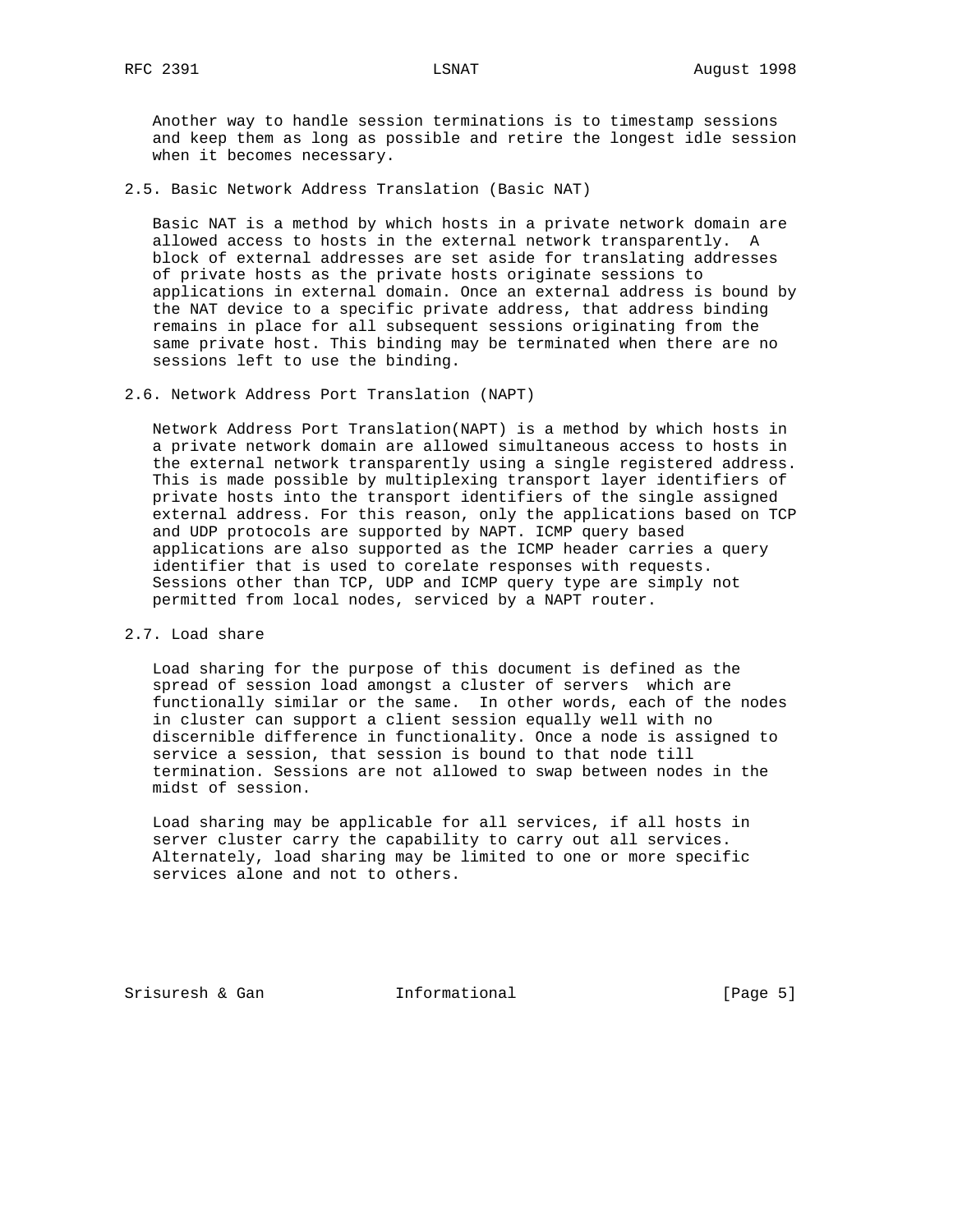Another way to handle session terminations is to timestamp sessions and keep them as long as possible and retire the longest idle session when it becomes necessary.

## 2.5. Basic Network Address Translation (Basic NAT)

Basic NAT is a method by which hosts in a private network domain are allowed access to hosts in the external network transparently. A block of external addresses are set aside for translating addresses of private hosts as the private hosts originate sessions to applications in external domain. Once an external address is bound by the NAT device to a specific private address, that address binding remains in place for all subsequent sessions originating from the same private host. This binding may be terminated when there are no sessions left to use the binding.

## 2.6. Network Address Port Translation (NAPT)

Network Address Port Translation(NAPT) is a method by which hosts in a private network domain are allowed simultaneous access to hosts in the external network transparently using a single registered address. This is made possible by multiplexing transport layer identifiers of private hosts into the transport identifiers of the single assigned external address. For this reason, only the applications based on TCP and UDP protocols are supported by NAPT. ICMP query based applications are also supported as the ICMP header carries a query identifier that is used to corelate responses with requests. Sessions other than TCP, UDP and ICMP query type are simply not permitted from local nodes, serviced by a NAPT router.

## 2.7. Load share

Load sharing for the purpose of this document is defined as the spread of session load amongst a cluster of servers which are functionally similar or the same. In other words, each of the nodes in cluster can support a client session equally well with no discernible difference in functionality. Once a node is assigned to service a session, that session is bound to that node till termination. Sessions are not allowed to swap between nodes in the midst of session.

Load sharing may be applicable for all services, if all hosts in server cluster carry the capability to carry out all services. Alternately, load sharing may be limited to one or more specific services alone and not to others.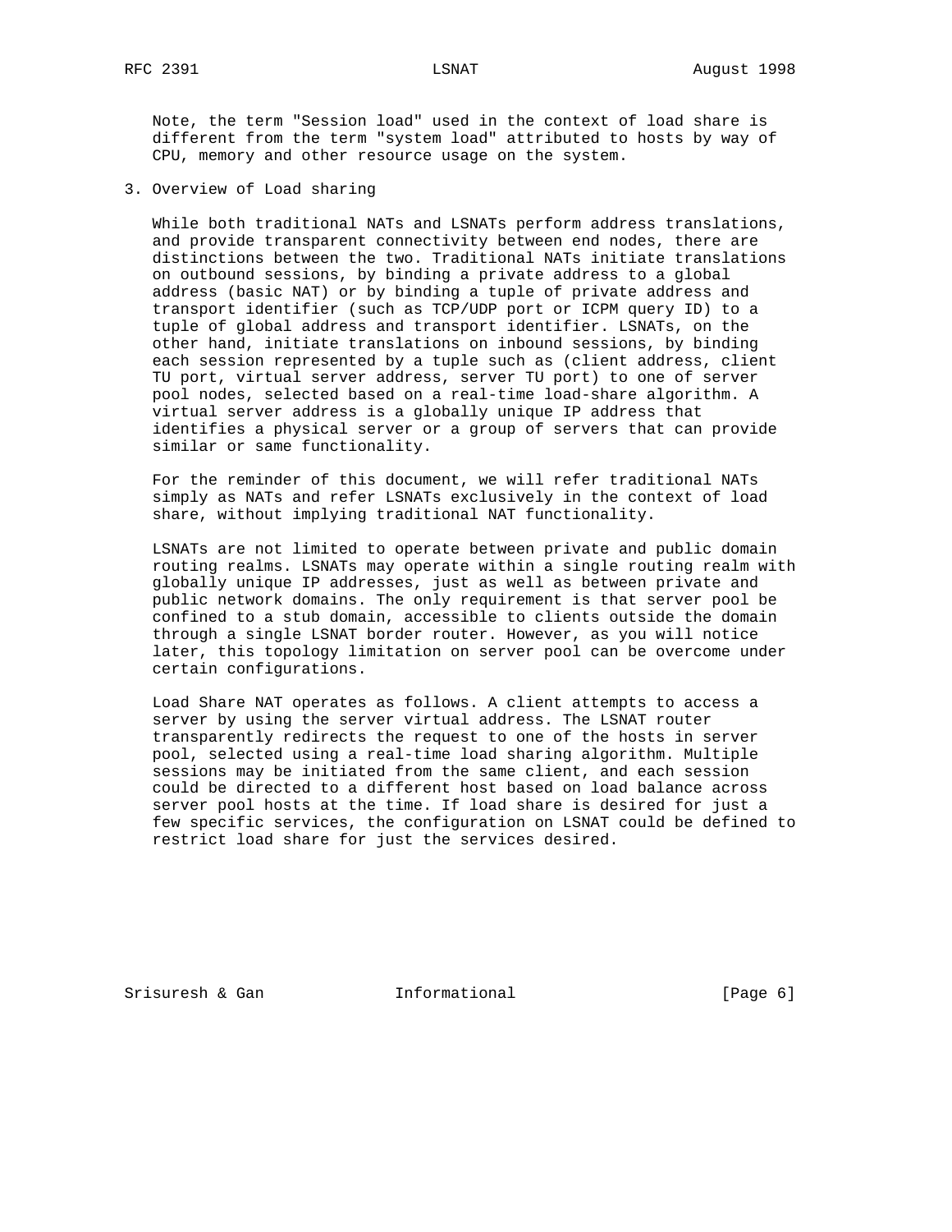Note, the term "Session load" used in the context of load share is different from the term "system load" attributed to hosts by way of CPU, memory and other resource usage on the system.

## 3. Overview of Load sharing

While both traditional NATs and LSNATs perform address translations, and provide transparent connectivity between end nodes, there are distinctions between the two. Traditional NATs initiate translations on outbound sessions, by binding a private address to a global address (basic NAT) or by binding a tuple of private address and transport identifier (such as TCP/UDP port or ICPM query ID) to a tuple of global address and transport identifier. LSNATs, on the other hand, initiate translations on inbound sessions, by binding each session represented by a tuple such as (client address, client TU port, virtual server address, server TU port) to one of server pool nodes, selected based on a real-time load-share algorithm. A virtual server address is a globally unique IP address that identifies a physical server or a group of servers that can provide similar or same functionality.

For the reminder of this document, we will refer traditional NATs simply as NATs and refer LSNATs exclusively in the context of load share, without implying traditional NAT functionality.

LSNATs are not limited to operate between private and public domain routing realms. LSNATs may operate within a single routing realm with globally unique IP addresses, just as well as between private and public network domains. The only requirement is that server pool be confined to a stub domain, accessible to clients outside the domain through a single LSNAT border router. However, as you will notice later, this topology limitation on server pool can be overcome under certain configurations.

Load Share NAT operates as follows. A client attempts to access a server by using the server virtual address. The LSNAT router transparently redirects the request to one of the hosts in server pool, selected using a real-time load sharing algorithm. Multiple sessions may be initiated from the same client, and each session could be directed to a different host based on load balance across server pool hosts at the time. If load share is desired for just a few specific services, the configuration on LSNAT could be defined to restrict load share for just the services desired.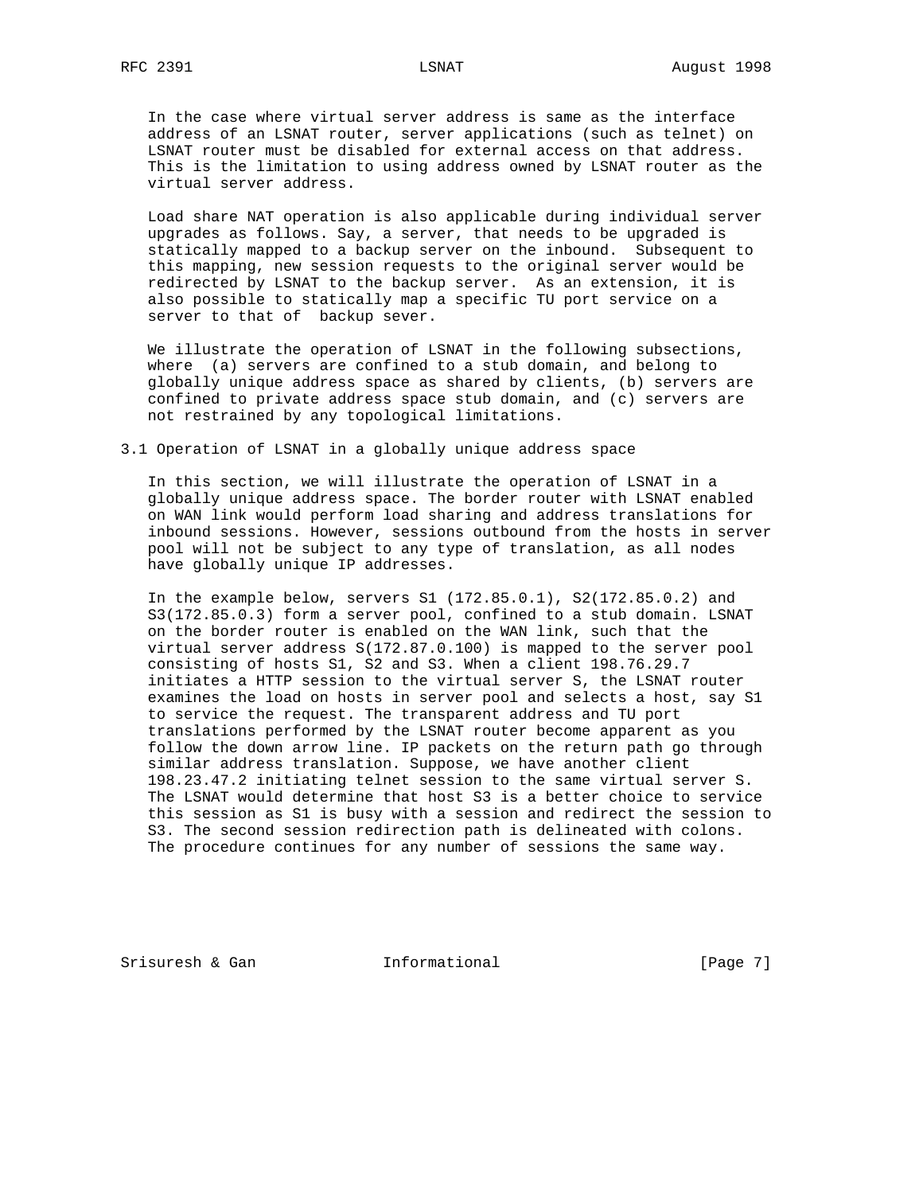In the case where virtual server address is same as the interface address of an LSNAT router, server applications (such as telnet) on LSNAT router must be disabled for external access on that address. This is the limitation to using address owned by LSNAT router as the virtual server address.

Load share NAT operation is also applicable during individual server upgrades as follows. Say, a server, that needs to be upgraded is statically mapped to a backup server on the inbound. Subsequent to this mapping, new session requests to the original server would be redirected by LSNAT to the backup server. As an extension, it is also possible to statically map a specific TU port service on a server to that of backup sever.

We illustrate the operation of LSNAT in the following subsections, where (a) servers are confined to a stub domain, and belong to globally unique address space as shared by clients, (b) servers are confined to private address space stub domain, and (c) servers are not restrained by any topological limitations.

## 3.1 Operation of LSNAT in a globally unique address space

In this section, we will illustrate the operation of LSNAT in a globally unique address space. The border router with LSNAT enabled on WAN link would perform load sharing and address translations for inbound sessions. However, sessions outbound from the hosts in server pool will not be subject to any type of translation, as all nodes have globally unique IP addresses.

In the example below, servers S1 (172.85.0.1), S2(172.85.0.2) and S3(172.85.0.3) form a server pool, confined to a stub domain. LSNAT on the border router is enabled on the WAN link, such that the virtual server address S(172.87.0.100) is mapped to the server pool consisting of hosts S1, S2 and S3. When a client 198.76.29.7 initiates a HTTP session to the virtual server S, the LSNAT router examines the load on hosts in server pool and selects a host, say S1 to service the request. The transparent address and TU port translations performed by the LSNAT router become apparent as you follow the down arrow line. IP packets on the return path go through similar address translation. Suppose, we have another client 198.23.47.2 initiating telnet session to the same virtual server S. The LSNAT would determine that host S3 is a better choice to service this session as S1 is busy with a session and redirect the session to S3. The second session redirection path is delineated with colons. The procedure continues for any number of sessions the same way.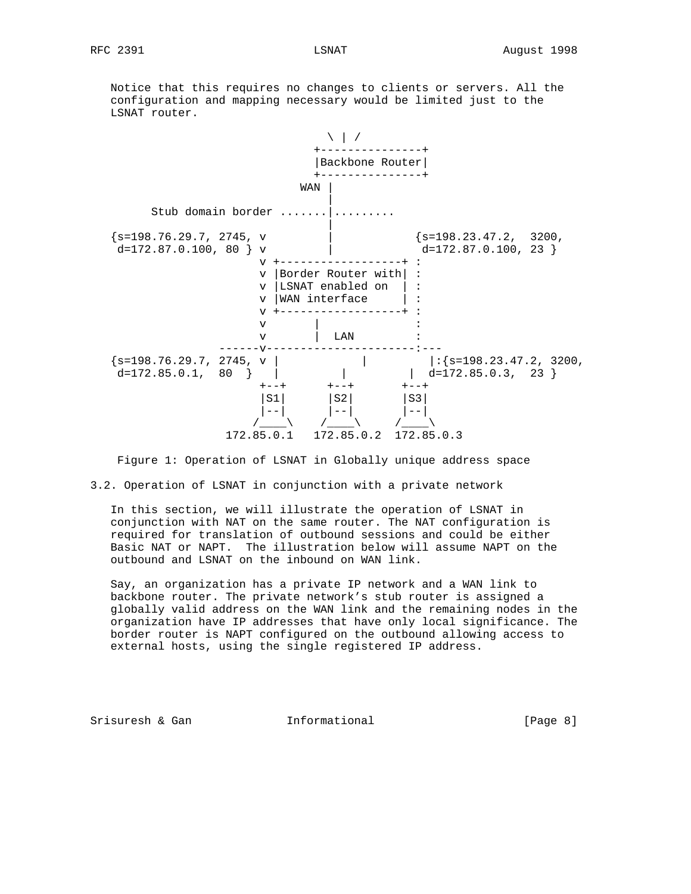Notice that this requires no changes to clients or servers. All the configuration and mapping necessary would be limited just to the LSNAT router.

```
                                 \ | /
                               +---------------+
                               |Backbone Router|
                               +---------------+
                             WAN |
                                 |
       Stub domain border .......|.........
                                 |
   {s=198.76.29.7, 2745, v       |           {s=198.23.47.2,  3200,
    d=172.87.0.100, 80 } v       |            d=172.87.0.100, 23 }
                       v +------------------+ :
                       v |Border Router with| :
                       v |LSNAT enabled on  | :
                       v |WAN interface     | :
                       v +------------------+ :
                       v       |              :
                       v       |  LAN         :
                 ------v----------------------:---
   {s=198.76.29.7, 2745, v |           |        |:{s=198.23.47.2, 3200,
    d=172.85.0.1,  80  }   |        |         |  d=172.85.0.3,  23 }
                         +--+      +--+       +--+
                         |S1|      |S2|       |S3|
                         |--|      |--|       |--|
                        /____\    /____\     /____\
                   172.85.0.1   172.85.0.2  172.85.0.3
```

Figure 1: Operation of LSNAT in Globally unique address space

### 3.2. Operation of LSNAT in conjunction with a private network

In this section, we will illustrate the operation of LSNAT in conjunction with NAT on the same router. The NAT configuration is required for translation of outbound sessions and could be either Basic NAT or NAPT. The illustration below will assume NAPT on the outbound and LSNAT on the inbound on WAN link.

Say, an organization has a private IP network and a WAN link to backbone router. The private network's stub router is assigned a globally valid address on the WAN link and the remaining nodes in the organization have IP addresses that have only local significance. The border router is NAPT configured on the outbound allowing access to external hosts, using the single registered IP address.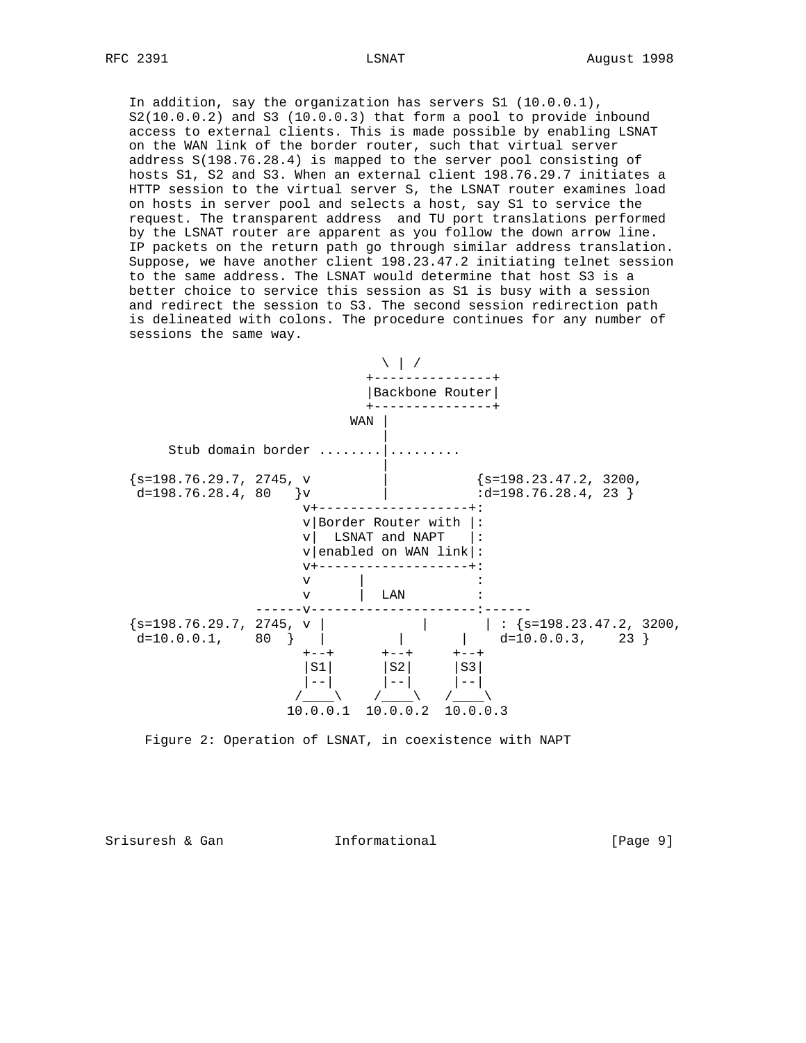In addition, say the organization has servers S1 (10.0.0.1), S2(10.0.0.2) and S3 (10.0.0.3) that form a pool to provide inbound access to external clients. This is made possible by enabling LSNAT on the WAN link of the border router, such that virtual server address S(198.76.28.4) is mapped to the server pool consisting of hosts S1, S2 and S3. When an external client 198.76.29.7 initiates a HTTP session to the virtual server S, the LSNAT router examines load on hosts in server pool and selects a host, say S1 to service the request. The transparent address and TU port translations performed by the LSNAT router are apparent as you follow the down arrow line. IP packets on the return path go through similar address translation. Suppose, we have another client 198.23.47.2 initiating telnet session to the same address. The LSNAT would determine that host S3 is a better choice to service this session as S1 is busy with a session and redirect the session to S3. The second session redirection path is delineated with colons. The procedure continues for any number of sessions the same way.

```
                                \ | /
                              +---------------+
                              |Backbone Router|
                              +---------------+
                            WAN |
                                |
     Stub domain border ........|.........
                                |
{s=198.76.29.7, 2745, v         |          {s=198.23.47.2, 3200,
 d=198.76.28.4, 80   }v         |          :d=198.76.28.4, 23 }
                     v+-------------------+:
                     v|Border Router with |:
                     v|  LSNAT and NAPT   |:
                     v|enabled on WAN link|:
                     v+-------------------+:
                     v      |              :
                     v      |  LAN         :
                ------v---------------------:------
{s=198.76.29.7, 2745, v |          |       | : {s=198.23.47.2, 3200,
 d=10.0.0.1,    80  }   |         |       |    d=10.0.0.3,    23 }
                     +--+      +--+     +--+
                     |S1|      |S2|     |S3|
                     |--|      |--|     |--|
                    /____\    /____\   /____\
                   10.0.0.1  10.0.0.2  10.0.0.3
```

Figure 2: Operation of LSNAT, in coexistence with NAPT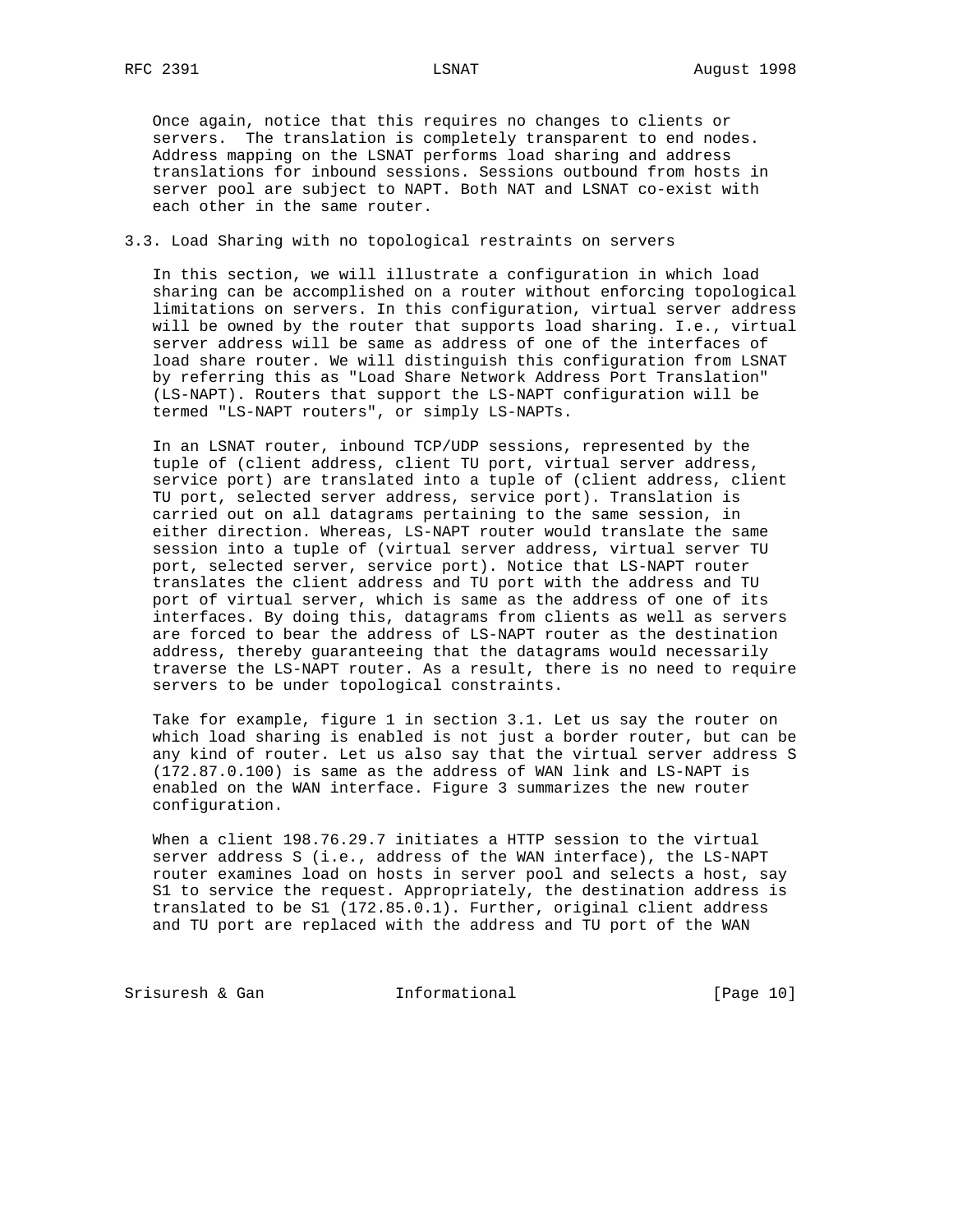Once again, notice that this requires no changes to clients or servers. The translation is completely transparent to end nodes. Address mapping on the LSNAT performs load sharing and address translations for inbound sessions. Sessions outbound from hosts in server pool are subject to NAPT. Both NAT and LSNAT co-exist with each other in the same router.

### 3.3. Load Sharing with no topological restraints on servers

In this section, we will illustrate a configuration in which load sharing can be accomplished on a router without enforcing topological limitations on servers. In this configuration, virtual server address will be owned by the router that supports load sharing. I.e., virtual server address will be same as address of one of the interfaces of load share router. We will distinguish this configuration from LSNAT by referring this as "Load Share Network Address Port Translation" (LS-NAPT). Routers that support the LS-NAPT configuration will be termed "LS-NAPT routers", or simply LS-NAPTs.

In an LSNAT router, inbound TCP/UDP sessions, represented by the tuple of (client address, client TU port, virtual server address, service port) are translated into a tuple of (client address, client TU port, selected server address, service port). Translation is carried out on all datagrams pertaining to the same session, in either direction. Whereas, LS-NAPT router would translate the same session into a tuple of (virtual server address, virtual server TU port, selected server, service port). Notice that LS-NAPT router translates the client address and TU port with the address and TU port of virtual server, which is same as the address of one of its interfaces. By doing this, datagrams from clients as well as servers are forced to bear the address of LS-NAPT router as the destination address, thereby guaranteeing that the datagrams would necessarily traverse the LS-NAPT router. As a result, there is no need to require servers to be under topological constraints.

Take for example, figure 1 in section 3.1. Let us say the router on which load sharing is enabled is not just a border router, but can be any kind of router. Let us also say that the virtual server address S (172.87.0.100) is same as the address of WAN link and LS-NAPT is enabled on the WAN interface. Figure 3 summarizes the new router configuration.

When a client 198.76.29.7 initiates a HTTP session to the virtual server address S (i.e., address of the WAN interface), the LS-NAPT router examines load on hosts in server pool and selects a host, say S1 to service the request. Appropriately, the destination address is translated to be S1 (172.85.0.1). Further, original client address and TU port are replaced with the address and TU port of the WAN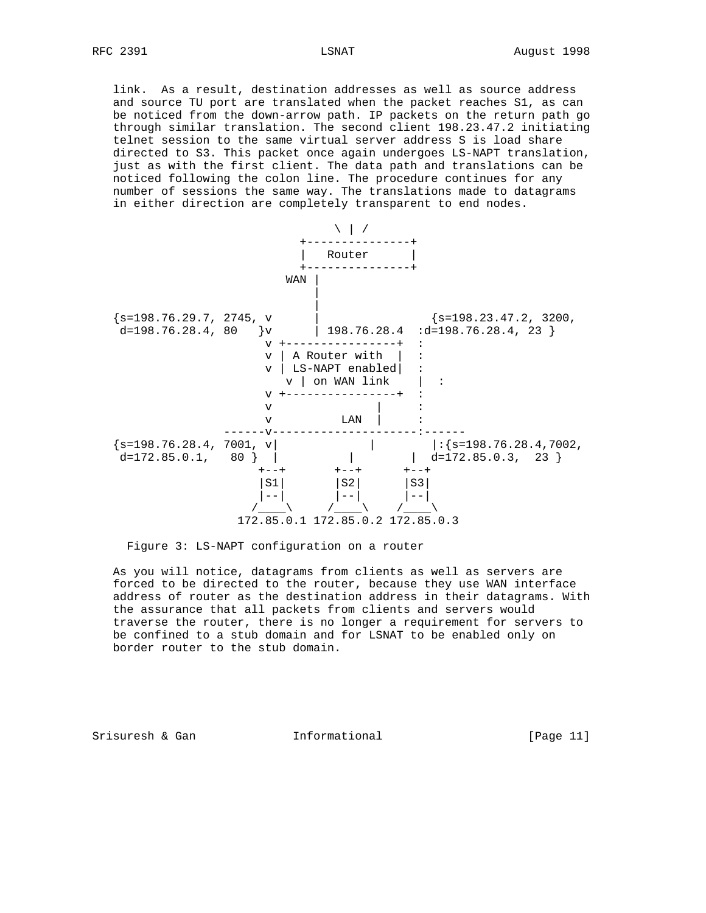link. As a result, destination addresses as well as source address and source TU port are translated when the packet reaches S1, as can be noticed from the down-arrow path. IP packets on the return path go through similar translation. The second client 198.23.47.2 initiating telnet session to the same virtual server address S is load share directed to S3. This packet once again undergoes LS-NAPT translation, just as with the first client. The data path and translations can be noticed following the colon line. The procedure continues for any number of sessions the same way. The translations made to datagrams in either direction are completely transparent to end nodes.

```
                           \ | /
                         +---------------+
                         |   Router      |
                         +---------------+
                       WAN |
                           |
                           |
{s=198.76.29.7, 2745, v      |             {s=198.23.47.2, 3200,
 d=198.76.28.4, 80   }v      | 198.76.28.4  :d=198.76.28.4, 23 }
                     v +----------------+  :
                     v | A Router with  |  :
                     v | LS-NAPT enabled|  :
                       v | on WAN link    |  :
                     v +----------------+  :
                     v              |      :
                     v          LAN  |     :
                 ------v---------------------:------
{s=198.76.28.4, 7001, v|            |        |:{s=198.76.28.4,7002,
 d=172.85.0.1,   80 }  |          |        |  d=172.85.0.3,  23 }
                    +--+       +--+      +--+
                    |S1|       |S2|      |S3|
                    |--|       |--|      |--|
                   /____\     /____\    /____\
                 172.85.0.1 172.85.0.2 172.85.0.3
```

Figure 3: LS-NAPT configuration on a router

As you will notice, datagrams from clients as well as servers are forced to be directed to the router, because they use WAN interface address of router as the destination address in their datagrams. With the assurance that all packets from clients and servers would traverse the router, there is no longer a requirement for servers to be confined to a stub domain and for LSNAT to be enabled only on border router to the stub domain.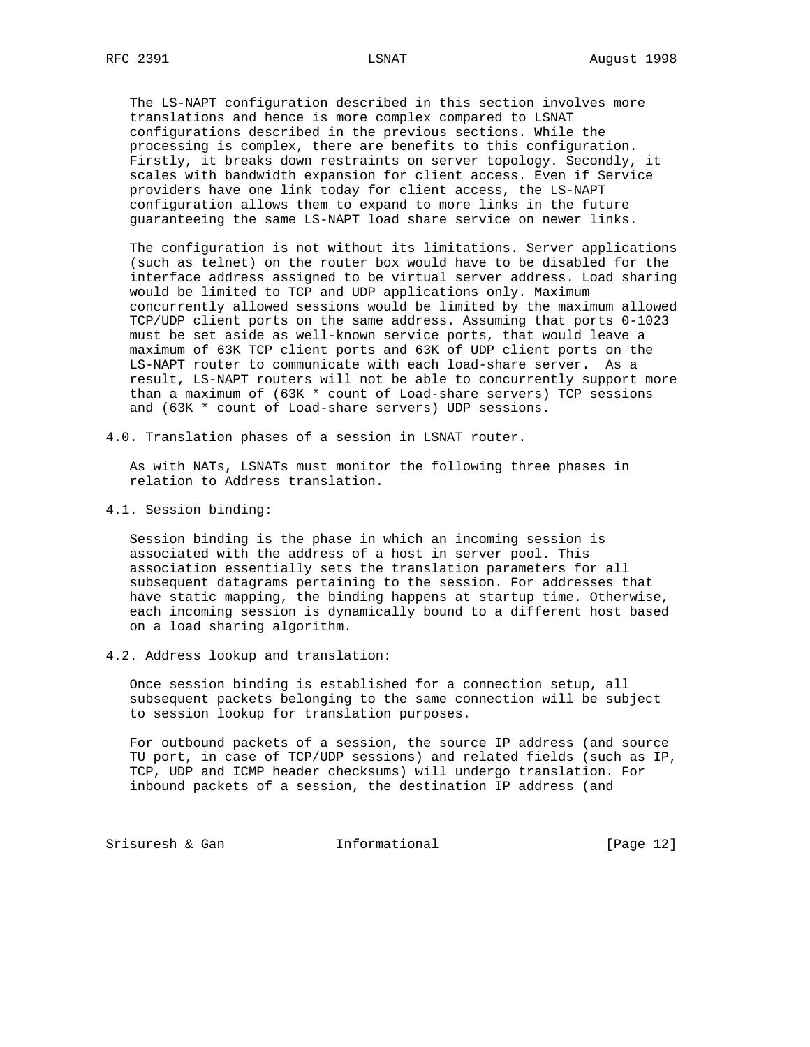The LS-NAPT configuration described in this section involves more translations and hence is more complex compared to LSNAT configurations described in the previous sections. While the processing is complex, there are benefits to this configuration. Firstly, it breaks down restraints on server topology. Secondly, it scales with bandwidth expansion for client access. Even if Service providers have one link today for client access, the LS-NAPT configuration allows them to expand to more links in the future guaranteeing the same LS-NAPT load share service on newer links.

The configuration is not without its limitations. Server applications (such as telnet) on the router box would have to be disabled for the interface address assigned to be virtual server address. Load sharing would be limited to TCP and UDP applications only. Maximum concurrently allowed sessions would be limited by the maximum allowed TCP/UDP client ports on the same address. Assuming that ports 0-1023 must be set aside as well-known service ports, that would leave a maximum of 63K TCP client ports and 63K of UDP client ports on the LS-NAPT router to communicate with each load-share server. As a result, LS-NAPT routers will not be able to concurrently support more than a maximum of (63K * count of Load-share servers) TCP sessions and (63K * count of Load-share servers) UDP sessions.

## 4.0. Translation phases of a session in LSNAT router.

As with NATs, LSNATs must monitor the following three phases in relation to Address translation.

### 4.1. Session binding:

Session binding is the phase in which an incoming session is associated with the address of a host in server pool. This association essentially sets the translation parameters for all subsequent datagrams pertaining to the session. For addresses that have static mapping, the binding happens at startup time. Otherwise, each incoming session is dynamically bound to a different host based on a load sharing algorithm.

### 4.2. Address lookup and translation:

Once session binding is established for a connection setup, all subsequent packets belonging to the same connection will be subject to session lookup for translation purposes.

For outbound packets of a session, the source IP address (and source TU port, in case of TCP/UDP sessions) and related fields (such as IP, TCP, UDP and ICMP header checksums) will undergo translation. For inbound packets of a session, the destination IP address (and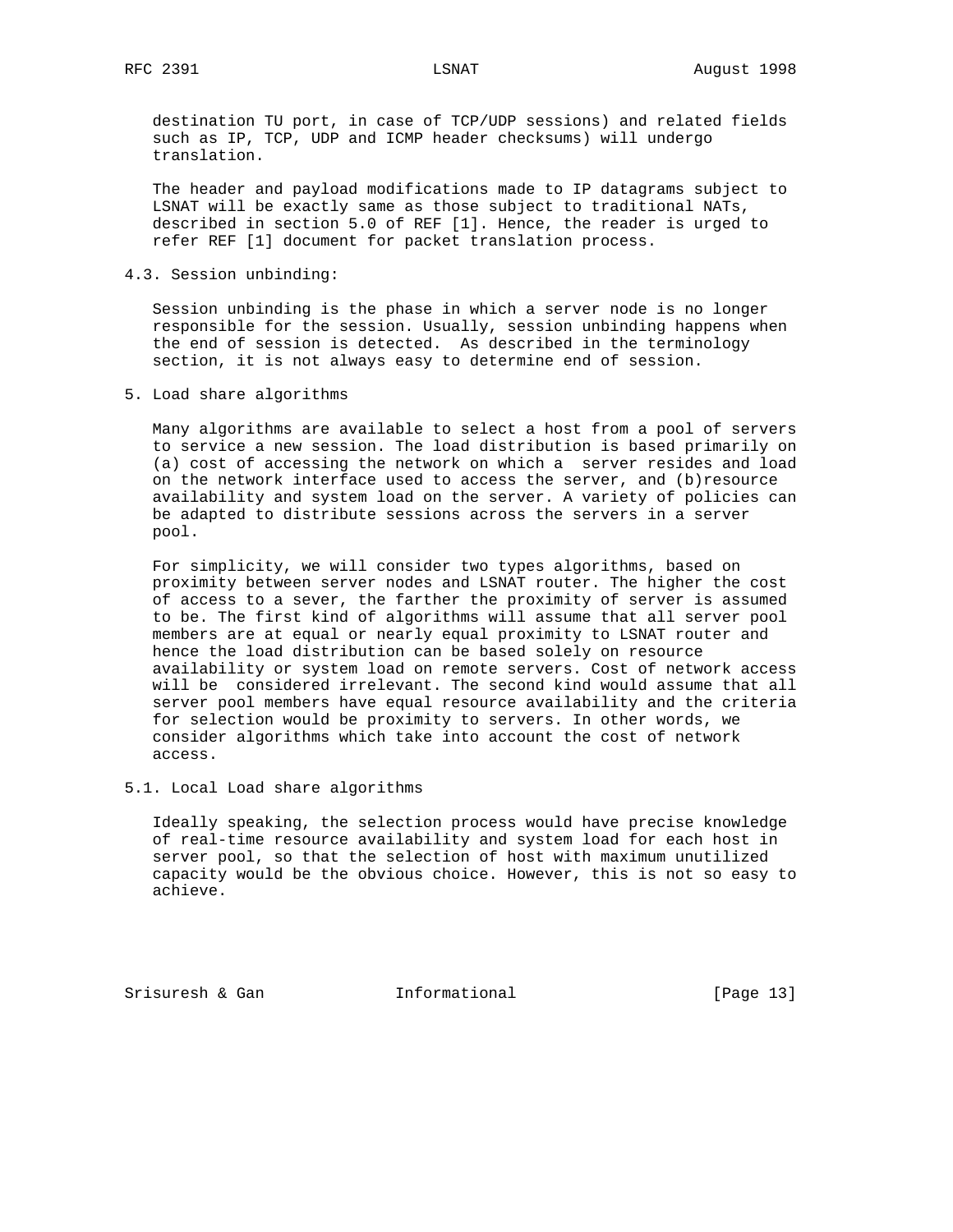destination TU port, in case of TCP/UDP sessions) and related fields such as IP, TCP, UDP and ICMP header checksums) will undergo translation.

The header and payload modifications made to IP datagrams subject to LSNAT will be exactly same as those subject to traditional NATs, described in section 5.0 of REF [1]. Hence, the reader is urged to refer REF [1] document for packet translation process.

### 4.3. Session unbinding:

Session unbinding is the phase in which a server node is no longer responsible for the session. Usually, session unbinding happens when the end of session is detected. As described in the terminology section, it is not always easy to determine end of session.

## 5. Load share algorithms

Many algorithms are available to select a host from a pool of servers to service a new session. The load distribution is based primarily on (a) cost of accessing the network on which a server resides and load on the network interface used to access the server, and (b)resource availability and system load on the server. A variety of policies can be adapted to distribute sessions across the servers in a server pool.

For simplicity, we will consider two types algorithms, based on proximity between server nodes and LSNAT router. The higher the cost of access to a sever, the farther the proximity of server is assumed to be. The first kind of algorithms will assume that all server pool members are at equal or nearly equal proximity to LSNAT router and hence the load distribution can be based solely on resource availability or system load on remote servers. Cost of network access will be considered irrelevant. The second kind would assume that all server pool members have equal resource availability and the criteria for selection would be proximity to servers. In other words, we consider algorithms which take into account the cost of network access.

### 5.1. Local Load share algorithms

Ideally speaking, the selection process would have precise knowledge of real-time resource availability and system load for each host in server pool, so that the selection of host with maximum unutilized capacity would be the obvious choice. However, this is not so easy to achieve.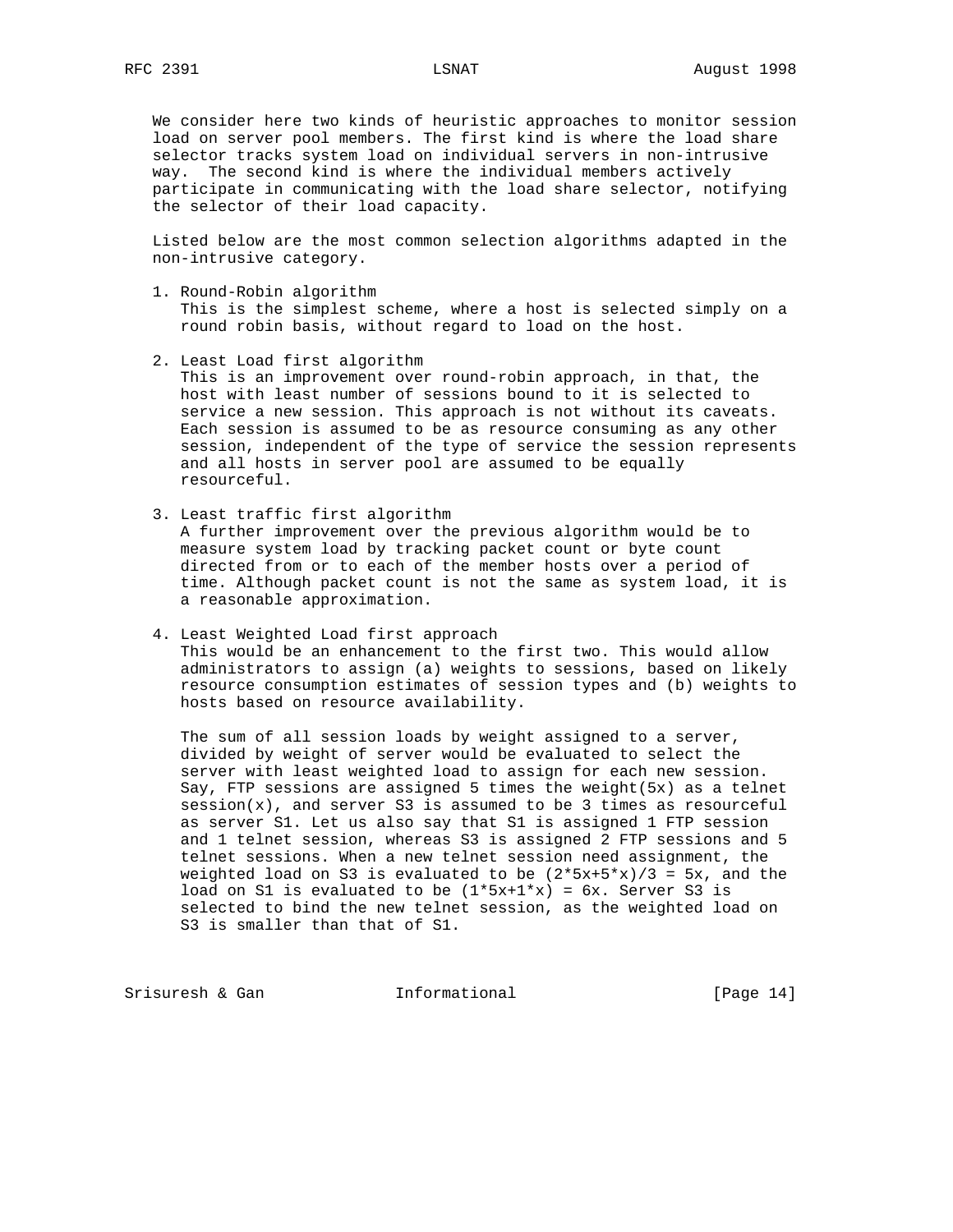We consider here two kinds of heuristic approaches to monitor session load on server pool members. The first kind is where the load share selector tracks system load on individual servers in non-intrusive way. The second kind is where the individual members actively participate in communicating with the load share selector, notifying the selector of their load capacity.

Listed below are the most common selection algorithms adapted in the non-intrusive category.

1. Round-Robin algorithm
   This is the simplest scheme, where a host is selected simply on a round robin basis, without regard to load on the host.

2. Least Load first algorithm
   This is an improvement over round-robin approach, in that, the host with least number of sessions bound to it is selected to service a new session. This approach is not without its caveats. Each session is assumed to be as resource consuming as any other session, independent of the type of service the session represents and all hosts in server pool are assumed to be equally resourceful.

3. Least traffic first algorithm
   A further improvement over the previous algorithm would be to measure system load by tracking packet count or byte count directed from or to each of the member hosts over a period of time. Although packet count is not the same as system load, it is a reasonable approximation.

4. Least Weighted Load first approach
   This would be an enhancement to the first two. This would allow administrators to assign (a) weights to sessions, based on likely resource consumption estimates of session types and (b) weights to hosts based on resource availability.

   The sum of all session loads by weight assigned to a server, divided by weight of server would be evaluated to select the server with least weighted load to assign for each new session. Say, FTP sessions are assigned 5 times the weight(5x) as a telnet session(x), and server S3 is assumed to be 3 times as resourceful as server S1. Let us also say that S1 is assigned 1 FTP session and 1 telnet session, whereas S3 is assigned 2 FTP sessions and 5 telnet sessions. When a new telnet session need assignment, the weighted load on S3 is evaluated to be (2*5x+5*x)/3 = 5x, and the load on S1 is evaluated to be (1*5x+1*x) = 6x. Server S3 is selected to bind the new telnet session, as the weighted load on S3 is smaller than that of S1.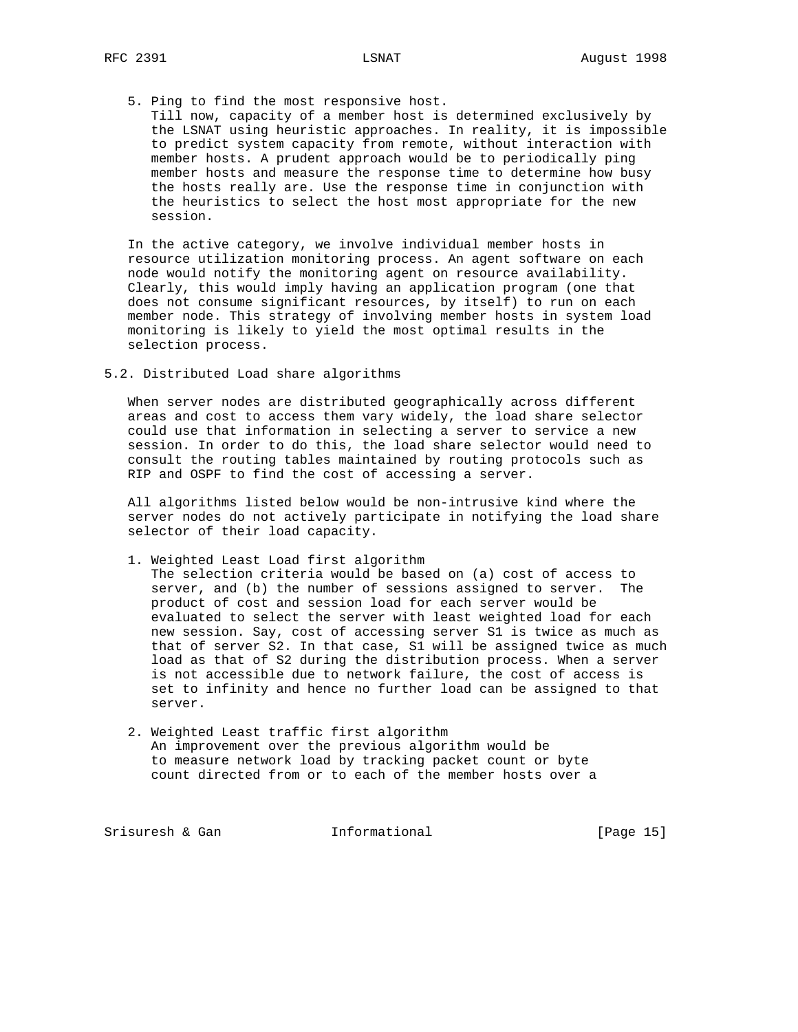5. Ping to find the most responsive host.
   Till now, capacity of a member host is determined exclusively by the LSNAT using heuristic approaches. In reality, it is impossible to predict system capacity from remote, without interaction with member hosts. A prudent approach would be to periodically ping member hosts and measure the response time to determine how busy the hosts really are. Use the response time in conjunction with the heuristics to select the host most appropriate for the new session.

In the active category, we involve individual member hosts in resource utilization monitoring process. An agent software on each node would notify the monitoring agent on resource availability. Clearly, this would imply having an application program (one that does not consume significant resources, by itself) to run on each member node. This strategy of involving member hosts in system load monitoring is likely to yield the most optimal results in the selection process.

## 5.2. Distributed Load share algorithms

When server nodes are distributed geographically across different areas and cost to access them vary widely, the load share selector could use that information in selecting a server to service a new session. In order to do this, the load share selector would need to consult the routing tables maintained by routing protocols such as RIP and OSPF to find the cost of accessing a server.

All algorithms listed below would be non-intrusive kind where the server nodes do not actively participate in notifying the load share selector of their load capacity.

1. Weighted Least Load first algorithm
   The selection criteria would be based on (a) cost of access to server, and (b) the number of sessions assigned to server. The product of cost and session load for each server would be evaluated to select the server with least weighted load for each new session. Say, cost of accessing server S1 is twice as much as that of server S2. In that case, S1 will be assigned twice as much load as that of S2 during the distribution process. When a server is not accessible due to network failure, the cost of access is set to infinity and hence no further load can be assigned to that server.

2. Weighted Least traffic first algorithm
   An improvement over the previous algorithm would be to measure network load by tracking packet count or byte count directed from or to each of the member hosts over a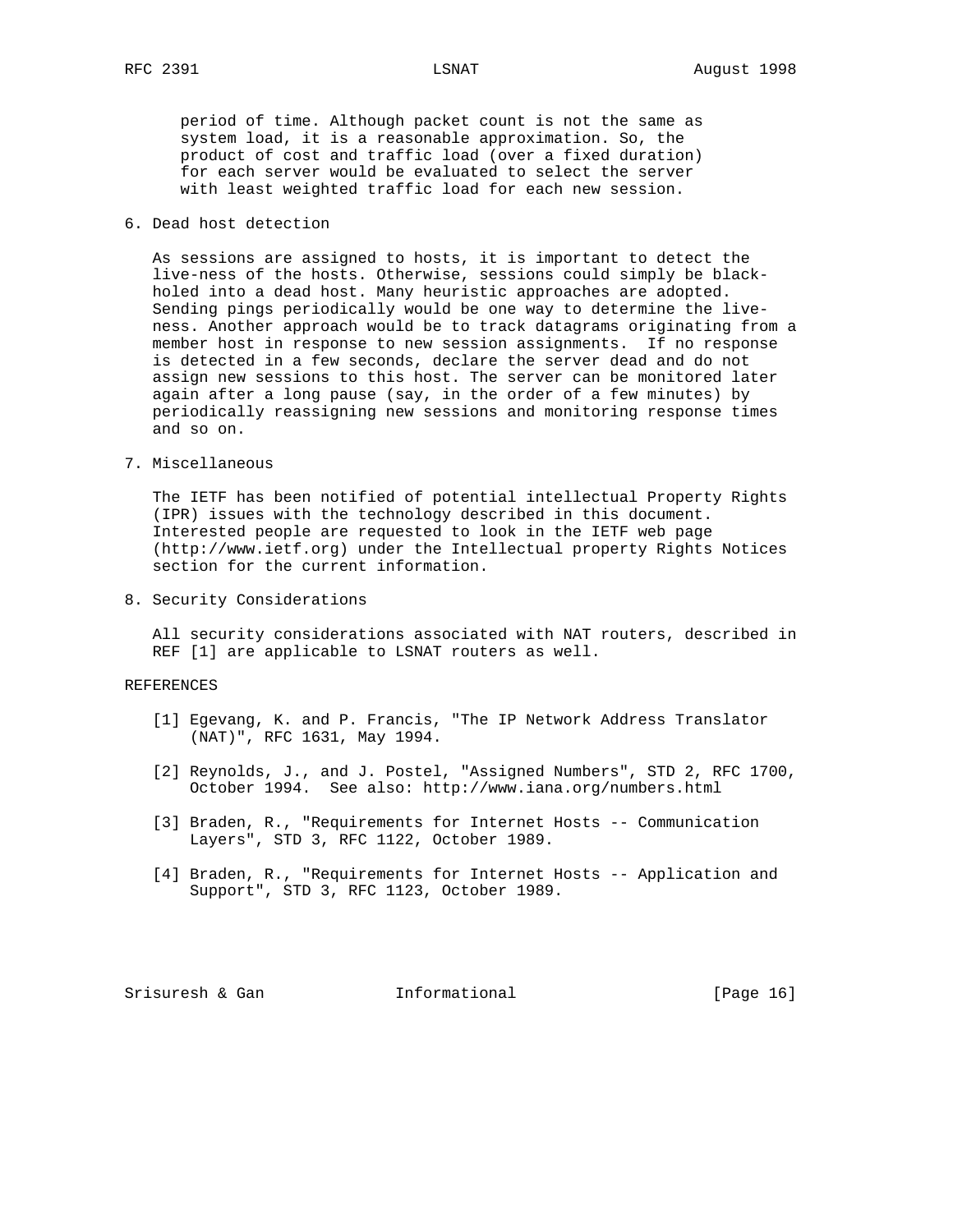period of time. Although packet count is not the same as system load, it is a reasonable approximation. So, the product of cost and traffic load (over a fixed duration) for each server would be evaluated to select the server with least weighted traffic load for each new session.

## 6. Dead host detection

As sessions are assigned to hosts, it is important to detect the live-ness of the hosts. Otherwise, sessions could simply be black-holed into a dead host. Many heuristic approaches are adopted. Sending pings periodically would be one way to determine the live-ness. Another approach would be to track datagrams originating from a member host in response to new session assignments. If no response is detected in a few seconds, declare the server dead and do not assign new sessions to this host. The server can be monitored later again after a long pause (say, in the order of a few minutes) by periodically reassigning new sessions and monitoring response times and so on.

## 7. Miscellaneous

The IETF has been notified of potential intellectual Property Rights (IPR) issues with the technology described in this document. Interested people are requested to look in the IETF web page (http://www.ietf.org) under the Intellectual property Rights Notices section for the current information.

## 8. Security Considerations

All security considerations associated with NAT routers, described in REF [1] are applicable to LSNAT routers as well.

## REFERENCES

[1] Egevang, K. and P. Francis, "The IP Network Address Translator (NAT)", RFC 1631, May 1994.

[2] Reynolds, J., and J. Postel, "Assigned Numbers", STD 2, RFC 1700, October 1994. See also: http://www.iana.org/numbers.html

[3] Braden, R., "Requirements for Internet Hosts -- Communication Layers", STD 3, RFC 1122, October 1989.

[4] Braden, R., "Requirements for Internet Hosts -- Application and Support", STD 3, RFC 1123, October 1989.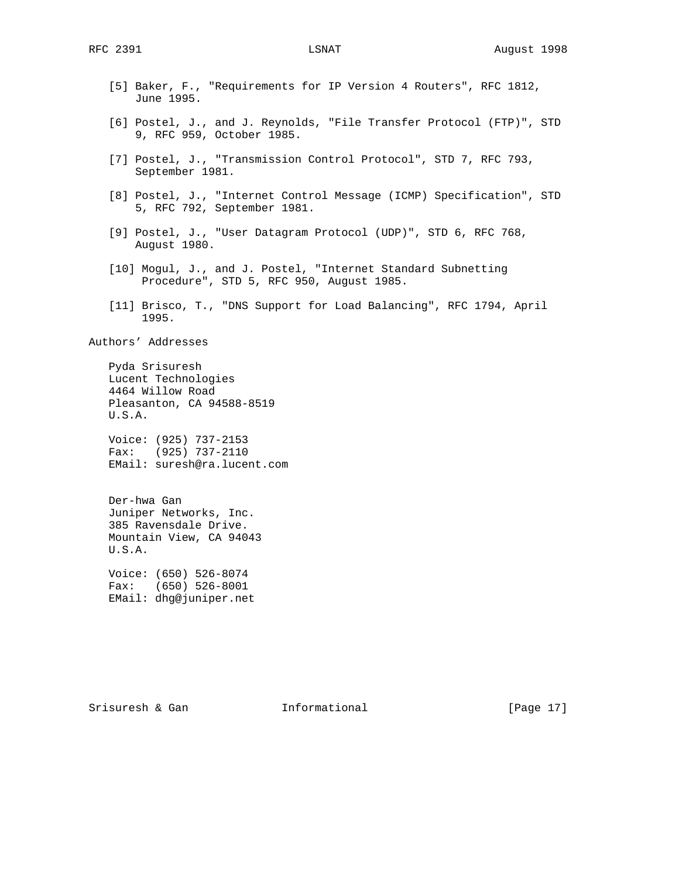[5] Baker, F., "Requirements for IP Version 4 Routers", RFC 1812, June 1995.

[6] Postel, J., and J. Reynolds, "File Transfer Protocol (FTP)", STD 9, RFC 959, October 1985.

[7] Postel, J., "Transmission Control Protocol", STD 7, RFC 793, September 1981.

[8] Postel, J., "Internet Control Message (ICMP) Specification", STD 5, RFC 792, September 1981.

[9] Postel, J., "User Datagram Protocol (UDP)", STD 6, RFC 768, August 1980.

[10] Mogul, J., and J. Postel, "Internet Standard Subnetting Procedure", STD 5, RFC 950, August 1985.

[11] Brisco, T., "DNS Support for Load Balancing", RFC 1794, April 1995.

## Authors' Addresses

Pyda Srisuresh
Lucent Technologies
4464 Willow Road
Pleasanton, CA 94588-8519
U.S.A.

Voice: (925) 737-2153
Fax: (925) 737-2110
EMail: suresh@ra.lucent.com

Der-hwa Gan
Juniper Networks, Inc.
385 Ravensdale Drive.
Mountain View, CA 94043
U.S.A.

Voice: (650) 526-8074
Fax: (650) 526-8001
EMail: dhg@juniper.net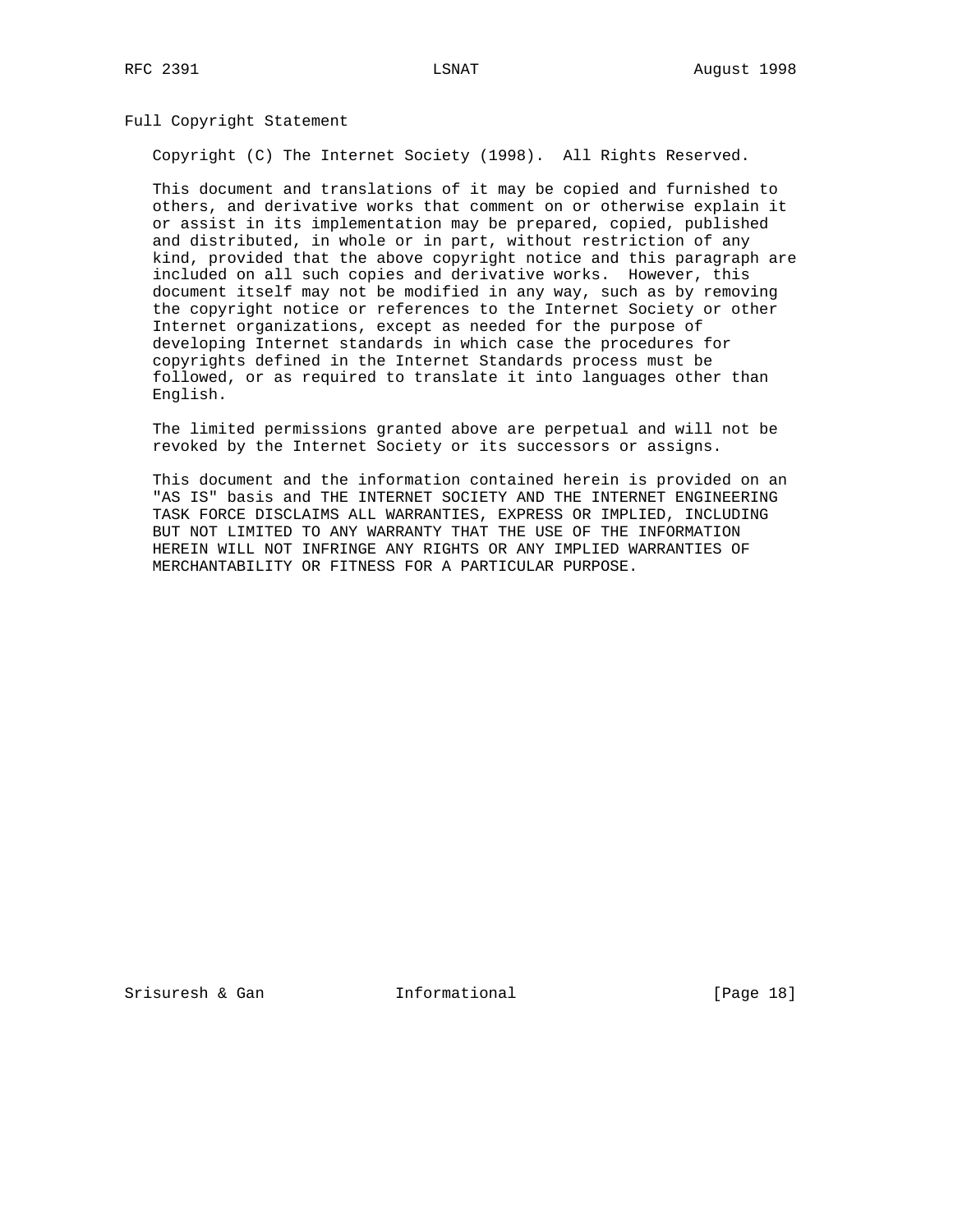## Full Copyright Statement

Copyright (C) The Internet Society (1998). All Rights Reserved.

This document and translations of it may be copied and furnished to others, and derivative works that comment on or otherwise explain it or assist in its implementation may be prepared, copied, published and distributed, in whole or in part, without restriction of any kind, provided that the above copyright notice and this paragraph are included on all such copies and derivative works. However, this document itself may not be modified in any way, such as by removing the copyright notice or references to the Internet Society or other Internet organizations, except as needed for the purpose of developing Internet standards in which case the procedures for copyrights defined in the Internet Standards process must be followed, or as required to translate it into languages other than English.

The limited permissions granted above are perpetual and will not be revoked by the Internet Society or its successors or assigns.

This document and the information contained herein is provided on an "AS IS" basis and THE INTERNET SOCIETY AND THE INTERNET ENGINEERING TASK FORCE DISCLAIMS ALL WARRANTIES, EXPRESS OR IMPLIED, INCLUDING BUT NOT LIMITED TO ANY WARRANTY THAT THE USE OF THE INFORMATION HEREIN WILL NOT INFRINGE ANY RIGHTS OR ANY IMPLIED WARRANTIES OF MERCHANTABILITY OR FITNESS FOR A PARTICULAR PURPOSE.